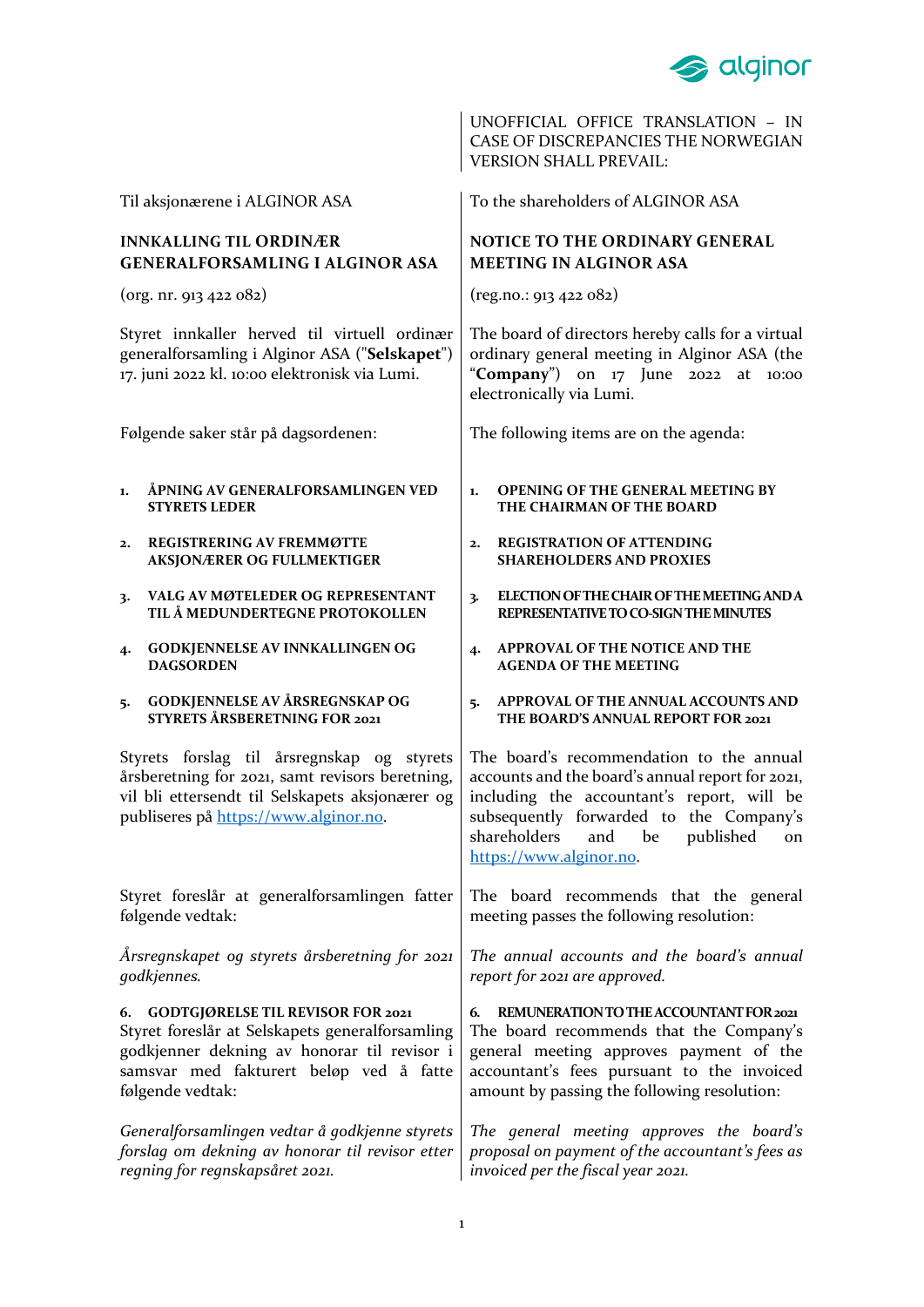UNOFFICIAL OFFICE TRANSLATION – IN CASE OF DISCREPANCIES THE NORWEGIAN VERSION SHALL PREVAIL:

| Norwegian | English |
|---|---|
| Til aksjonærene i ALGINOR ASA | To the shareholders of ALGINOR ASA |
| **INNKALLING TIL ORDINÆR GENERALFORSAMLING I ALGINOR ASA** | **NOTICE TO THE ORDINARY GENERAL MEETING IN ALGINOR ASA** |
| (org. nr. 913 422 082) | (reg.no.: 913 422 082) |
| Styret innkaller herved til virtuell ordinær generalforsamling i Alginor ASA ("**Selskapet**") 17. juni 2022 kl. 10:00 elektronisk via Lumi. | The board of directors hereby calls for a virtual ordinary general meeting in Alginor ASA (the "**Company**") on 17 June 2022 at 10:00 electronically via Lumi. |
| Følgende saker står på dagsordenen: | The following items are on the agenda: |
| **1. ÅPNING AV GENERALFORSAMLINGEN VED STYRETS LEDER** | **1. OPENING OF THE GENERAL MEETING BY THE CHAIRMAN OF THE BOARD** |
| **2. REGISTRERING AV FREMMØTTE AKSJONÆRER OG FULLMEKTIGER** | **2. REGISTRATION OF ATTENDING SHAREHOLDERS AND PROXIES** |
| **3. VALG AV MØTELEDER OG REPRESENTANT TIL Å MEDUNDERTEGNE PROTOKOLLEN** | **3. ELECTION OF THE CHAIR OF THE MEETING AND A REPRESENTATIVE TO CO-SIGN THE MINUTES** |
| **4. GODKJENNELSE AV INNKALLINGEN OG DAGSORDEN** | **4. APPROVAL OF THE NOTICE AND THE AGENDA OF THE MEETING** |
| **5. GODKJENNELSE AV ÅRSREGNSKAP OG STYRETS ÅRSBERETNING FOR 2021** | **5. APPROVAL OF THE ANNUAL ACCOUNTS AND THE BOARD'S ANNUAL REPORT FOR 2021** |
| Styrets forslag til årsregnskap og styrets årsberetning for 2021, samt revisors beretning, vil bli ettersendt til Selskapets aksjonærer og publiseres på https://www.alginor.no. | The board's recommendation to the annual accounts and the board's annual report for 2021, including the accountant's report, will be subsequently forwarded to the Company's shareholders and be published on https://www.alginor.no. |
| Styret foreslår at generalforsamlingen fatter følgende vedtak: | The board recommends that the general meeting passes the following resolution: |
| *Årsregnskapet og styrets årsberetning for 2021 godkjennes.* | *The annual accounts and the board's annual report for 2021 are approved.* |
| **6. GODTGJØRELSE TIL REVISOR FOR 2021** | **6. REMUNERATION TO THE ACCOUNTANT FOR 2021** |
| Styret foreslår at Selskapets generalforsamling godkjenner dekning av honorar til revisor i samsvar med fakturert beløp ved å fatte følgende vedtak: | The board recommends that the Company's general meeting approves payment of the accountant's fees pursuant to the invoiced amount by passing the following resolution: |
| *Generalforsamlingen vedtar å godkjenne styrets forslag om dekning av honorar til revisor etter regning for regnskapsåret 2021.* | *The general meeting approves the board's proposal on payment of the accountant's fees as invoiced per the fiscal year 2021.* |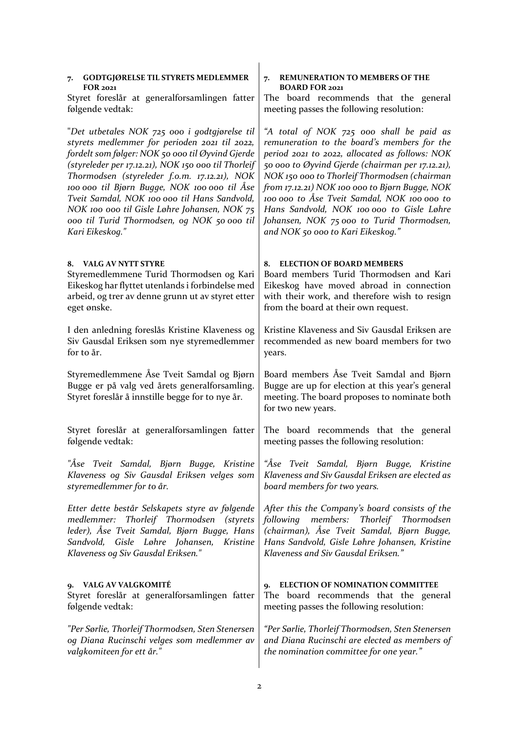**7. GODTGJØRELSE TIL STYRETS MEDLEMMER FOR 2021**

Styret foreslår at generalforsamlingen fatter følgende vedtak:

*"Det utbetales NOK 725 000 i godtgjørelse til styrets medlemmer for perioden 2021 til 2022, fordelt som følger: NOK 50 000 til Øyvind Gjerde (styreleder per 17.12.21), NOK 150 000 til Thorleif Thormodsen (styreleder f.o.m. 17.12.21), NOK 100 000 til Bjørn Bugge, NOK 100 000 til Åse Tveit Samdal, NOK 100 000 til Hans Sandvold, NOK 100 000 til Gisle Løhre Johansen, NOK 75 000 til Turid Thormodsen, og NOK 50 000 til Kari Eikeskog."*

**8. VALG AV NYTT STYRE**

Styremedlemmene Turid Thormodsen og Kari Eikeskog har flyttet utenlands i forbindelse med arbeid, og trer av denne grunn ut av styret etter eget ønske.

I den anledning foreslås Kristine Klaveness og Siv Gausdal Eriksen som nye styremedlemmer for to år.

Styremedlemmene Åse Tveit Samdal og Bjørn Bugge er på valg ved årets generalforsamling. Styret foreslår å innstille begge for to nye år.

Styret foreslår at generalforsamlingen fatter følgende vedtak:

*"Åse Tveit Samdal, Bjørn Bugge, Kristine Klaveness og Siv Gausdal Eriksen velges som styremedlemmer for to år.*

*Etter dette består Selskapets styre av følgende medlemmer: Thorleif Thormodsen (styrets leder), Åse Tveit Samdal, Bjørn Bugge, Hans Sandvold, Gisle Løhre Johansen, Kristine Klaveness og Siv Gausdal Eriksen."*

**9. VALG AV VALGKOMITÉ**

Styret foreslår at generalforsamlingen fatter følgende vedtak:

*"Per Sørlie, Thorleif Thormodsen, Sten Stenersen og Diana Rucinschi velges som medlemmer av valgkomiteen for ett år."*

**7. REMUNERATION TO MEMBERS OF THE BOARD FOR 2021**

The board recommends that the general meeting passes the following resolution:

*"A total of NOK 725 000 shall be paid as remuneration to the board's members for the period 2021 to 2022, allocated as follows: NOK 50 000 to Øyvind Gjerde (chairman per 17.12.21), NOK 150 000 to Thorleif Thormodsen (chairman from 17.12.21) NOK 100 000 to Bjørn Bugge, NOK 100 000 to Åse Tveit Samdal, NOK 100 000 to Hans Sandvold, NOK 100 000 to Gisle Løhre Johansen, NOK 75 000 to Turid Thormodsen, and NOK 50 000 to Kari Eikeskog."*

**8. ELECTION OF BOARD MEMBERS**

Board members Turid Thormodsen and Kari Eikeskog have moved abroad in connection with their work, and therefore wish to resign from the board at their own request.

Kristine Klaveness and Siv Gausdal Eriksen are recommended as new board members for two years.

Board members Åse Tveit Samdal and Bjørn Bugge are up for election at this year's general meeting. The board proposes to nominate both for two new years.

The board recommends that the general meeting passes the following resolution:

*"Åse Tveit Samdal, Bjørn Bugge, Kristine Klaveness and Siv Gausdal Eriksen are elected as board members for two years.*

*After this the Company's board consists of the following members: Thorleif Thormodsen (chairman), Åse Tveit Samdal, Bjørn Bugge, Hans Sandvold, Gisle Løhre Johansen, Kristine Klaveness and Siv Gausdal Eriksen."*

**9. ELECTION OF NOMINATION COMMITTEE**

The board recommends that the general meeting passes the following resolution:

*"Per Sørlie, Thorleif Thormodsen, Sten Stenersen and Diana Rucinschi are elected as members of the nomination committee for one year."*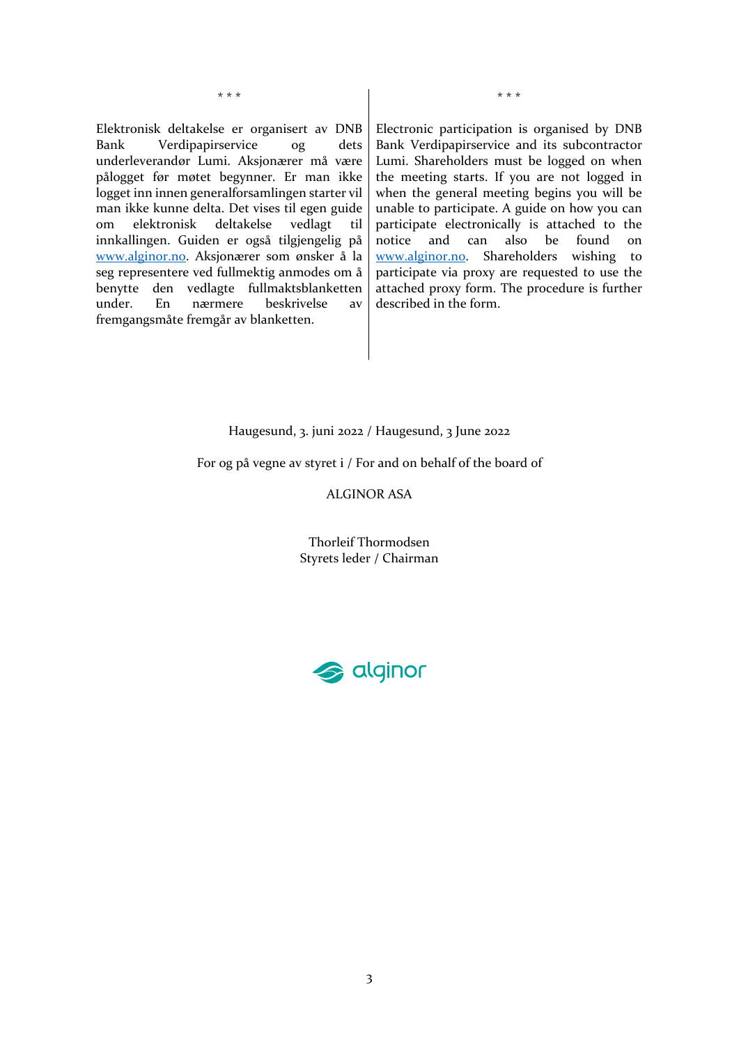\* \* \*

Elektronisk deltakelse er organisert av DNB Bank Verdipapirservice og dets underleverandør Lumi. Aksjonærer må være pålogget før møtet begynner. Er man ikke logget inn innen generalforsamlingen starter vil man ikke kunne delta. Det vises til egen guide om elektronisk deltakelse vedlagt til innkallingen. Guiden er også tilgjengelig på www.alginor.no. Aksjonærer som ønsker å la seg representere ved fullmektig anmodes om å benytte den vedlagte fullmaktsblanketten under. En nærmere beskrivelse av fremgangsmåte fremgår av blanketten.

\* \* \*

Electronic participation is organised by DNB Bank Verdipapirservice and its subcontractor Lumi. Shareholders must be logged on when the meeting starts. If you are not logged in when the general meeting begins you will be unable to participate. A guide on how you can participate electronically is attached to the notice and can also be found on www.alginor.no. Shareholders wishing to participate via proxy are requested to use the attached proxy form. The procedure is further described in the form.

Haugesund, 3. juni 2022 / Haugesund, 3 June 2022

For og på vegne av styret i / For and on behalf of the board of

ALGINOR ASA

Thorleif Thormodsen
Styrets leder / Chairman

alginor